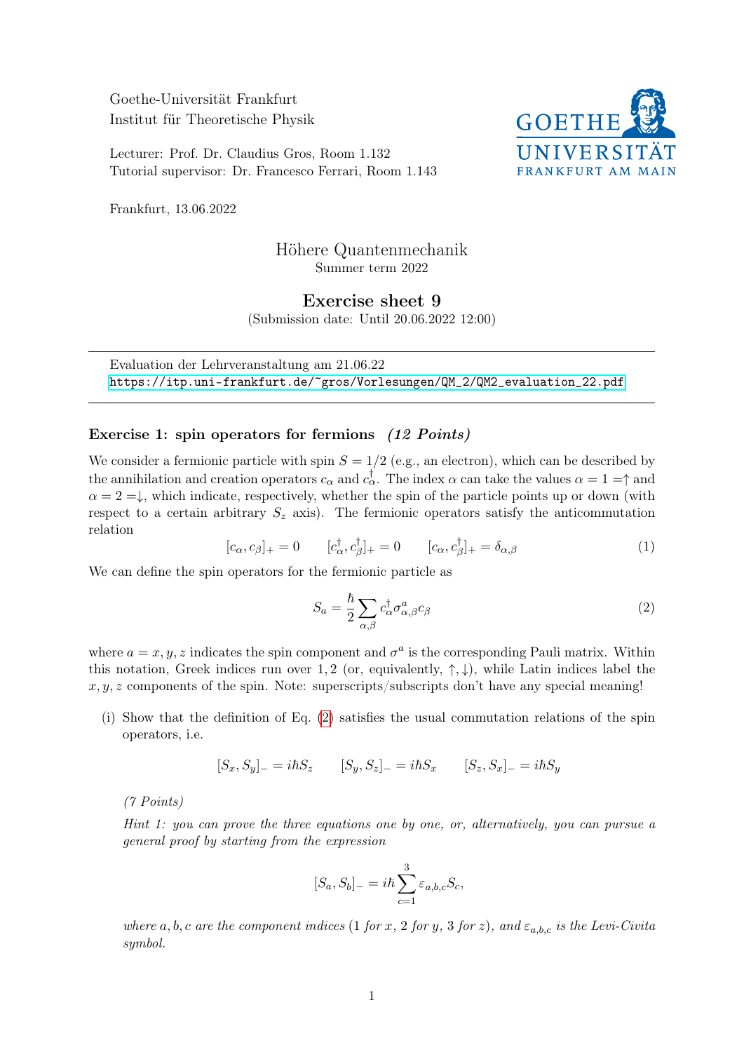Goethe-Universität Frankfurt
Institut für Theoretische Physik

Lecturer: Prof. Dr. Claudius Gros, Room 1.132
Tutorial supervisor: Dr. Francesco Ferrari, Room 1.143

Frankfurt, 13.06.2022

# Höhere Quantenmechanik

Summer term 2022

## Exercise sheet 9

(Submission date: Until 20.06.2022 12:00)

---

Evaluation der Lehrveranstaltung am 21.06.22
https://itp.uni-frankfurt.de/~gros/Vorlesungen/QM_2/QM2_evaluation_22.pdf

---

### Exercise 1: spin operators for fermions *(12 Points)*

We consider a fermionic particle with spin $S = 1/2$ (e.g., an electron), which can be described by the annihilation and creation operators $c_\alpha$ and $c_\alpha^\dagger$. The index $\alpha$ can take the values $\alpha = 1 = \uparrow$ and $\alpha = 2 = \downarrow$, which indicate, respectively, whether the spin of the particle points up or down (with respect to a certain arbitrary $S_z$ axis). The fermionic operators satisfy the anticommutation relation

$$[c_\alpha, c_\beta]_+ = 0 \qquad [c_\alpha^\dagger, c_\beta^\dagger]_+ = 0 \qquad [c_\alpha, c_\beta^\dagger]_+ = \delta_{\alpha,\beta} \tag{1}$$

We can define the spin operators for the fermionic particle as

$$S_a = \frac{\hbar}{2} \sum_{\alpha,\beta} c_\alpha^\dagger \sigma_{\alpha,\beta}^a c_\beta \tag{2}$$

where $a = x, y, z$ indicates the spin component and $\sigma^a$ is the corresponding Pauli matrix. Within this notation, Greek indices run over $1, 2$ (or, equivalently, $\uparrow, \downarrow$), while Latin indices label the $x, y, z$ components of the spin. Note: superscripts/subscripts don't have any special meaning!

(i) Show that the definition of Eq. (2) satisfies the usual commutation relations of the spin operators, i.e.

$$[S_x, S_y]_- = i\hbar S_z \qquad [S_y, S_z]_- = i\hbar S_x \qquad [S_z, S_x]_- = i\hbar S_y$$

*(7 Points)*

*Hint 1: you can prove the three equations one by one, or, alternatively, you can pursue a general proof by starting from the expression*

$$[S_a, S_b]_- = i\hbar \sum_{c=1}^{3} \varepsilon_{a,b,c} S_c,$$

*where $a, b, c$ are the component indices (1 for $x$, 2 for $y$, 3 for $z$), and $\varepsilon_{a,b,c}$ is the Levi-Civita symbol.*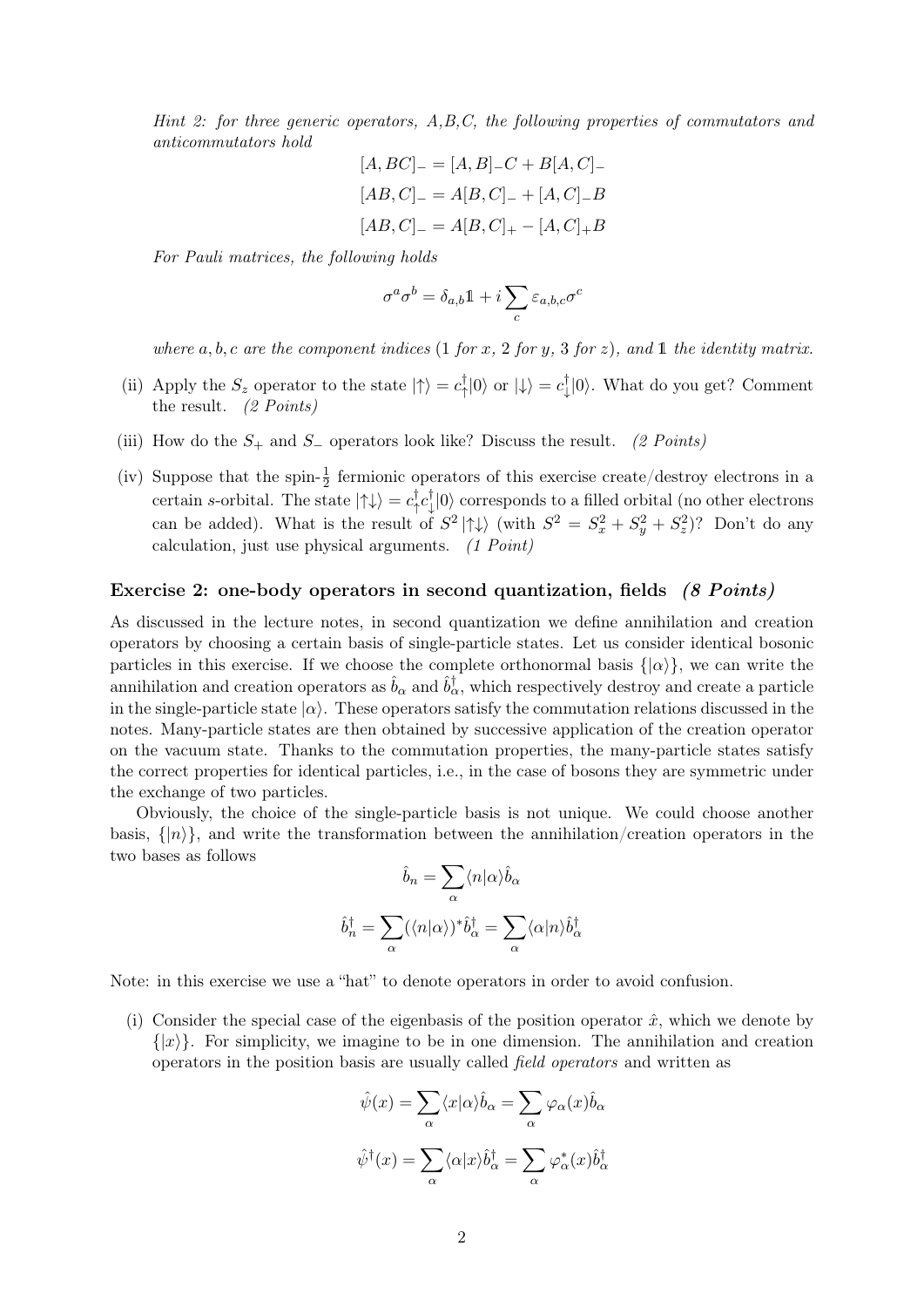*Hint 2: for three generic operators, A,B,C, the following properties of commutators and anticommutators hold*

$$[A, BC]_- = [A, B]_- C + B[A, C]_-$$

$$[AB, C]_- = A[B, C]_- + [A, C]_- B$$

$$[AB, C]_- = A[B, C]_+ - [A, C]_+ B$$

*For Pauli matrices, the following holds*

$$\sigma^a \sigma^b = \delta_{a,b} \mathbb{1} + i \sum_c \varepsilon_{a,b,c} \sigma^c$$

*where $a, b, c$ are the component indices (1 for $x$, 2 for $y$, 3 for $z$), and $\mathbb{1}$ the identity matrix.*

(ii) Apply the $S_z$ operator to the state $|\uparrow\rangle = c^\dagger_\uparrow |0\rangle$ or $|\downarrow\rangle = c^\dagger_\downarrow |0\rangle$. What do you get? Comment the result. *(2 Points)*

(iii) How do the $S_+$ and $S_-$ operators look like? Discuss the result. *(2 Points)*

(iv) Suppose that the spin-$\frac{1}{2}$ fermionic operators of this exercise create/destroy electrons in a certain $s$-orbital. The state $|\uparrow\downarrow\rangle = c^\dagger_\uparrow c^\dagger_\downarrow |0\rangle$ corresponds to a filled orbital (no other electrons can be added). What is the result of $S^2 |\uparrow\downarrow\rangle$ (with $S^2 = S_x^2 + S_y^2 + S_z^2$)? Don't do any calculation, just use physical arguments. *(1 Point)*

### Exercise 2: one-body operators in second quantization, fields *(8 Points)*

As discussed in the lecture notes, in second quantization we define annihilation and creation operators by choosing a certain basis of single-particle states. Let us consider identical bosonic particles in this exercise. If we choose the complete orthonormal basis $\{|\alpha\rangle\}$, we can write the annihilation and creation operators as $\hat{b}_\alpha$ and $\hat{b}^\dagger_\alpha$, which respectively destroy and create a particle in the single-particle state $|\alpha\rangle$. These operators satisfy the commutation relations discussed in the notes. Many-particle states are then obtained by successive application of the creation operator on the vacuum state. Thanks to the commutation properties, the many-particle states satisfy the correct properties for identical particles, i.e., in the case of bosons they are symmetric under the exchange of two particles.

Obviously, the choice of the single-particle basis is not unique. We could choose another basis, $\{|n\rangle\}$, and write the transformation between the annihilation/creation operators in the two bases as follows

$$\hat{b}_n = \sum_\alpha \langle n|\alpha\rangle \hat{b}_\alpha$$

$$\hat{b}^\dagger_n = \sum_\alpha (\langle n|\alpha\rangle)^* \hat{b}^\dagger_\alpha = \sum_\alpha \langle \alpha|n\rangle \hat{b}^\dagger_\alpha$$

Note: in this exercise we use a "hat" to denote operators in order to avoid confusion.

(i) Consider the special case of the eigenbasis of the position operator $\hat{x}$, which we denote by $\{|x\rangle\}$. For simplicity, we imagine to be in one dimension. The annihilation and creation operators in the position basis are usually called *field operators* and written as

$$\hat{\psi}(x) = \sum_\alpha \langle x|\alpha\rangle \hat{b}_\alpha = \sum_\alpha \varphi_\alpha(x) \hat{b}_\alpha$$

$$\hat{\psi}^\dagger(x) = \sum_\alpha \langle \alpha|x\rangle \hat{b}^\dagger_\alpha = \sum_\alpha \varphi^*_\alpha(x) \hat{b}^\dagger_\alpha$$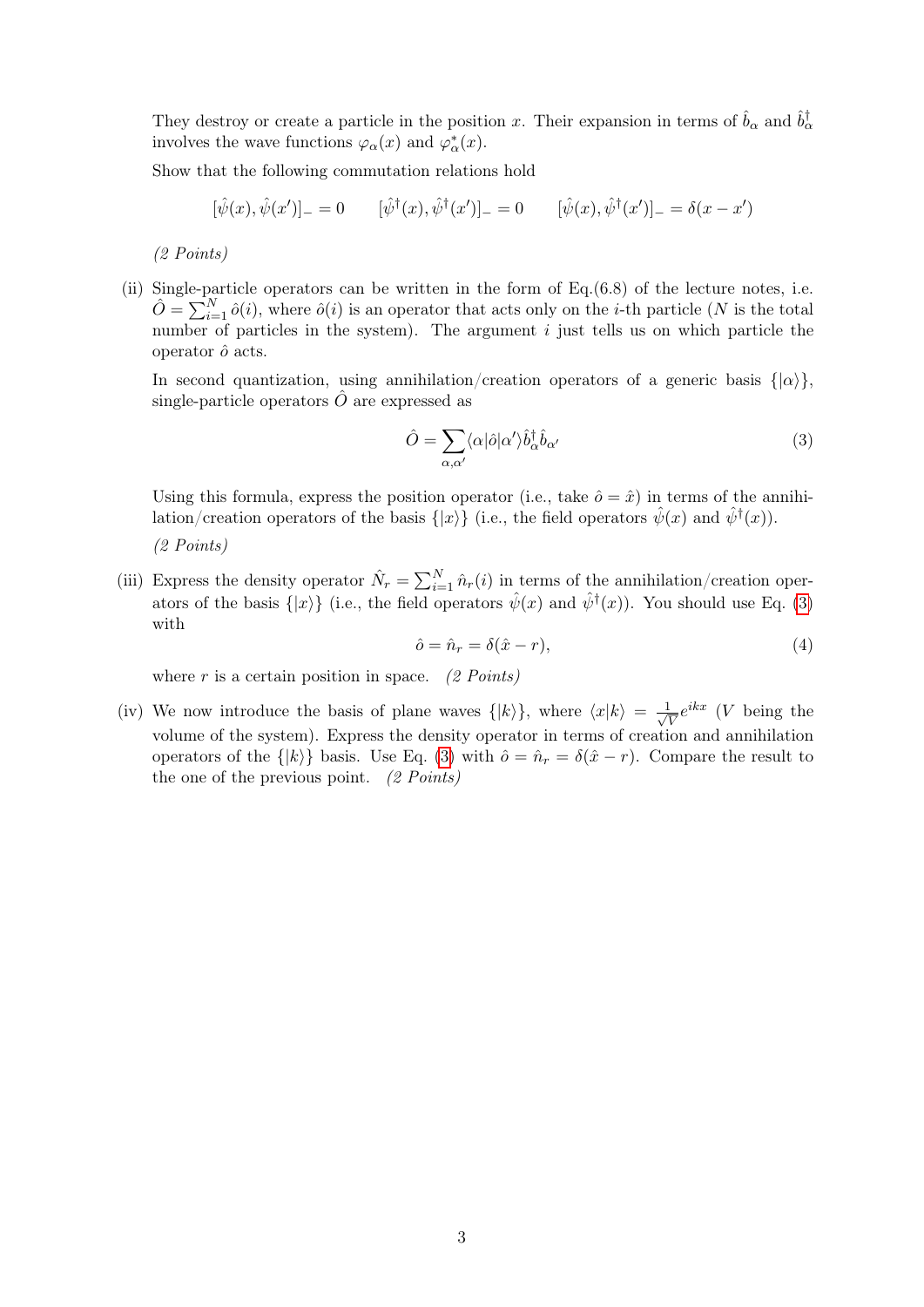They destroy or create a particle in the position $x$. Their expansion in terms of $\hat{b}_\alpha$ and $\hat{b}_\alpha^\dagger$ involves the wave functions $\varphi_\alpha(x)$ and $\varphi_\alpha^*(x)$.

Show that the following commutation relations hold

$$[\hat{\psi}(x), \hat{\psi}(x')]_- = 0 \qquad [\hat{\psi}^\dagger(x), \hat{\psi}^\dagger(x')]_- = 0 \qquad [\hat{\psi}(x), \hat{\psi}^\dagger(x')]_- = \delta(x - x')$$

*(2 Points)*

(ii) Single-particle operators can be written in the form of Eq.(6.8) of the lecture notes, i.e. $\hat{O} = \sum_{i=1}^{N} \hat{o}(i)$, where $\hat{o}(i)$ is an operator that acts only on the $i$-th particle ($N$ is the total number of particles in the system). The argument $i$ just tells us on which particle the operator $\hat{o}$ acts.

In second quantization, using annihilation/creation operators of a generic basis $\{|\alpha\rangle\}$, single-particle operators $\hat{O}$ are expressed as

$$\hat{O} = \sum_{\alpha,\alpha'} \langle\alpha|\hat{o}|\alpha'\rangle \hat{b}_\alpha^\dagger \hat{b}_{\alpha'} \tag{3}$$

Using this formula, express the position operator (i.e., take $\hat{o} = \hat{x}$) in terms of the annihilation/creation operators of the basis $\{|x\rangle\}$ (i.e., the field operators $\hat{\psi}(x)$ and $\hat{\psi}^\dagger(x)$).

*(2 Points)*

(iii) Express the density operator $\hat{N}_r = \sum_{i=1}^{N} \hat{n}_r(i)$ in terms of the annihilation/creation operators of the basis $\{|x\rangle\}$ (i.e., the field operators $\hat{\psi}(x)$ and $\hat{\psi}^\dagger(x)$). You should use Eq. (3) with

$$\hat{o} = \hat{n}_r = \delta(\hat{x} - r), \tag{4}$$

where $r$ is a certain position in space. *(2 Points)*

(iv) We now introduce the basis of plane waves $\{|k\rangle\}$, where $\langle x|k\rangle = \frac{1}{\sqrt{V}} e^{ikx}$ ($V$ being the volume of the system). Express the density operator in terms of creation and annihilation operators of the $\{|k\rangle\}$ basis. Use Eq. (3) with $\hat{o} = \hat{n}_r = \delta(\hat{x} - r)$. Compare the result to the one of the previous point. *(2 Points)*